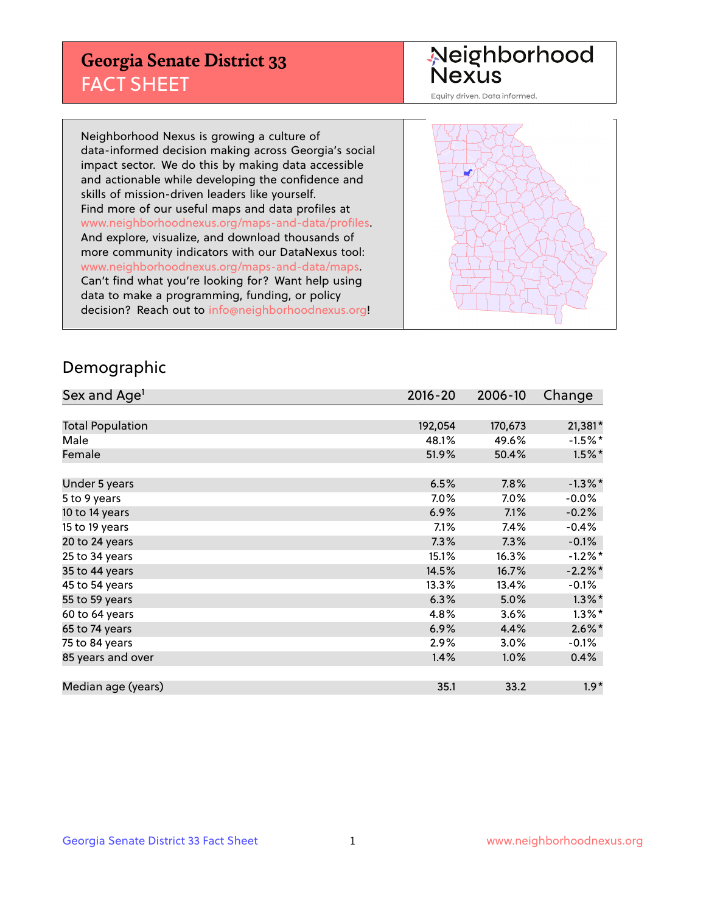# Georgia Senate District 33
## FACT SHEET

Neighborhood Nexus

Equity driven. Data informed.

Neighborhood Nexus is growing a culture of data-informed decision making across Georgia's social impact sector. We do this by making data accessible and actionable while developing the confidence and skills of mission-driven leaders like yourself. Find more of our useful maps and data profiles at www.neighborhoodnexus.org/maps-and-data/profiles. And explore, visualize, and download thousands of more community indicators with our DataNexus tool: www.neighborhoodnexus.org/maps-and-data/maps. Can't find what you're looking for? Want help using data to make a programming, funding, or policy decision? Reach out to info@neighborhoodnexus.org!

## Demographic

| Sex and Age[1] | 2016-20 | 2006-10 | Change |
|---|---|---|---|
| Total Population | 192,054 | 170,673 | 21,381* |
| Male | 48.1% | 49.6% | -1.5%* |
| Female | 51.9% | 50.4% | 1.5%* |
| Under 5 years | 6.5% | 7.8% | -1.3%* |
| 5 to 9 years | 7.0% | 7.0% | -0.0% |
| 10 to 14 years | 6.9% | 7.1% | -0.2% |
| 15 to 19 years | 7.1% | 7.4% | -0.4% |
| 20 to 24 years | 7.3% | 7.3% | -0.1% |
| 25 to 34 years | 15.1% | 16.3% | -1.2%* |
| 35 to 44 years | 14.5% | 16.7% | -2.2%* |
| 45 to 54 years | 13.3% | 13.4% | -0.1% |
| 55 to 59 years | 6.3% | 5.0% | 1.3%* |
| 60 to 64 years | 4.8% | 3.6% | 1.3%* |
| 65 to 74 years | 6.9% | 4.4% | 2.6%* |
| 75 to 84 years | 2.9% | 3.0% | -0.1% |
| 85 years and over | 1.4% | 1.0% | 0.4% |
| Median age (years) | 35.1 | 33.2 | 1.9* |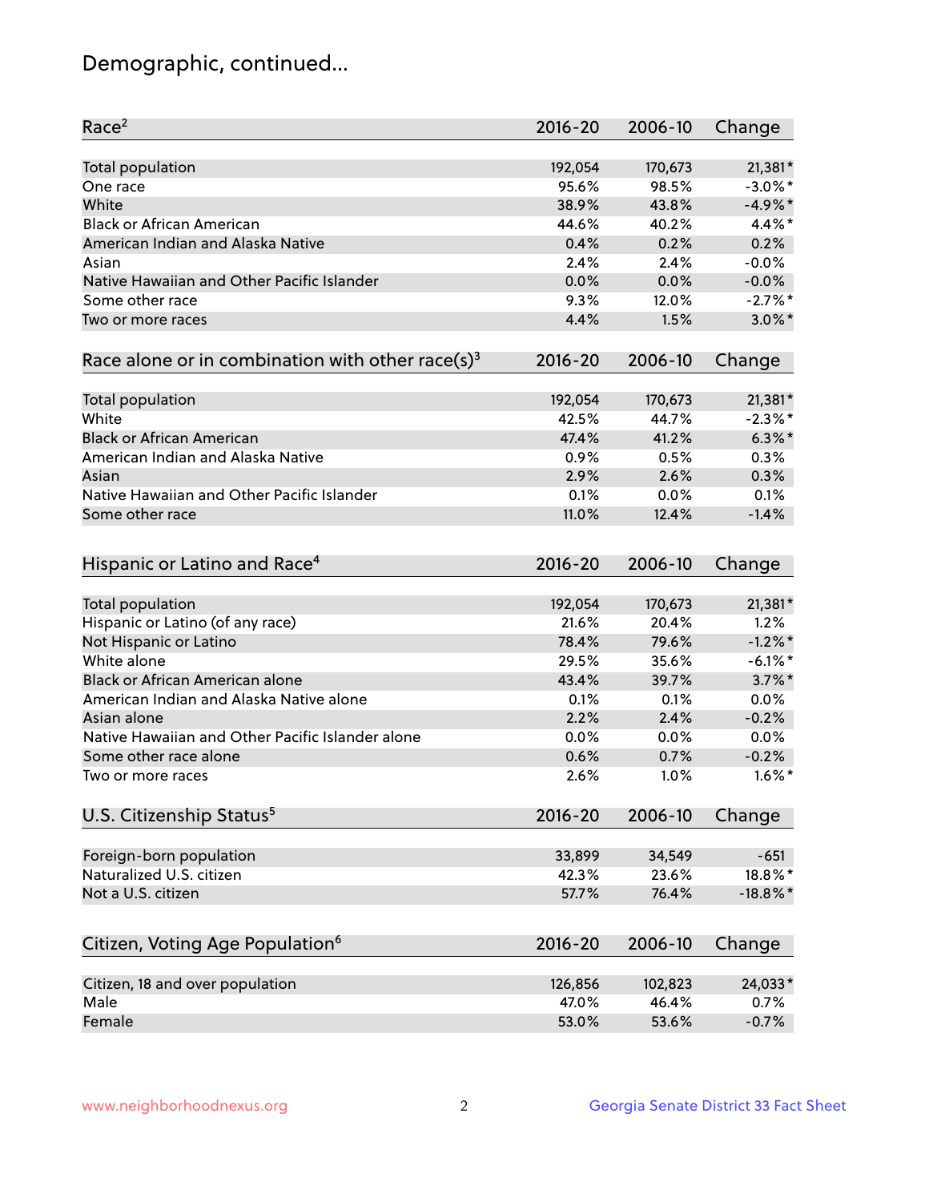# Demographic, continued...

| Race[2] | 2016-20 | 2006-10 | Change |
|---|---|---|---|
| Total population | 192,054 | 170,673 | 21,381* |
| One race | 95.6% | 98.5% | -3.0%* |
| White | 38.9% | 43.8% | -4.9%* |
| Black or African American | 44.6% | 40.2% | 4.4%* |
| American Indian and Alaska Native | 0.4% | 0.2% | 0.2% |
| Asian | 2.4% | 2.4% | -0.0% |
| Native Hawaiian and Other Pacific Islander | 0.0% | 0.0% | -0.0% |
| Some other race | 9.3% | 12.0% | -2.7%* |
| Two or more races | 4.4% | 1.5% | 3.0%* |

| Race alone or in combination with other race(s)[3] | 2016-20 | 2006-10 | Change |
|---|---|---|---|
| Total population | 192,054 | 170,673 | 21,381* |
| White | 42.5% | 44.7% | -2.3%* |
| Black or African American | 47.4% | 41.2% | 6.3%* |
| American Indian and Alaska Native | 0.9% | 0.5% | 0.3% |
| Asian | 2.9% | 2.6% | 0.3% |
| Native Hawaiian and Other Pacific Islander | 0.1% | 0.0% | 0.1% |
| Some other race | 11.0% | 12.4% | -1.4% |

| Hispanic or Latino and Race[4] | 2016-20 | 2006-10 | Change |
|---|---|---|---|
| Total population | 192,054 | 170,673 | 21,381* |
| Hispanic or Latino (of any race) | 21.6% | 20.4% | 1.2% |
| Not Hispanic or Latino | 78.4% | 79.6% | -1.2%* |
| White alone | 29.5% | 35.6% | -6.1%* |
| Black or African American alone | 43.4% | 39.7% | 3.7%* |
| American Indian and Alaska Native alone | 0.1% | 0.1% | 0.0% |
| Asian alone | 2.2% | 2.4% | -0.2% |
| Native Hawaiian and Other Pacific Islander alone | 0.0% | 0.0% | 0.0% |
| Some other race alone | 0.6% | 0.7% | -0.2% |
| Two or more races | 2.6% | 1.0% | 1.6%* |

| U.S. Citizenship Status[5] | 2016-20 | 2006-10 | Change |
|---|---|---|---|
| Foreign-born population | 33,899 | 34,549 | -651 |
| Naturalized U.S. citizen | 42.3% | 23.6% | 18.8%* |
| Not a U.S. citizen | 57.7% | 76.4% | -18.8%* |

| Citizen, Voting Age Population[6] | 2016-20 | 2006-10 | Change |
|---|---|---|---|
| Citizen, 18 and over population | 126,856 | 102,823 | 24,033* |
| Male | 47.0% | 46.4% | 0.7% |
| Female | 53.0% | 53.6% | -0.7% |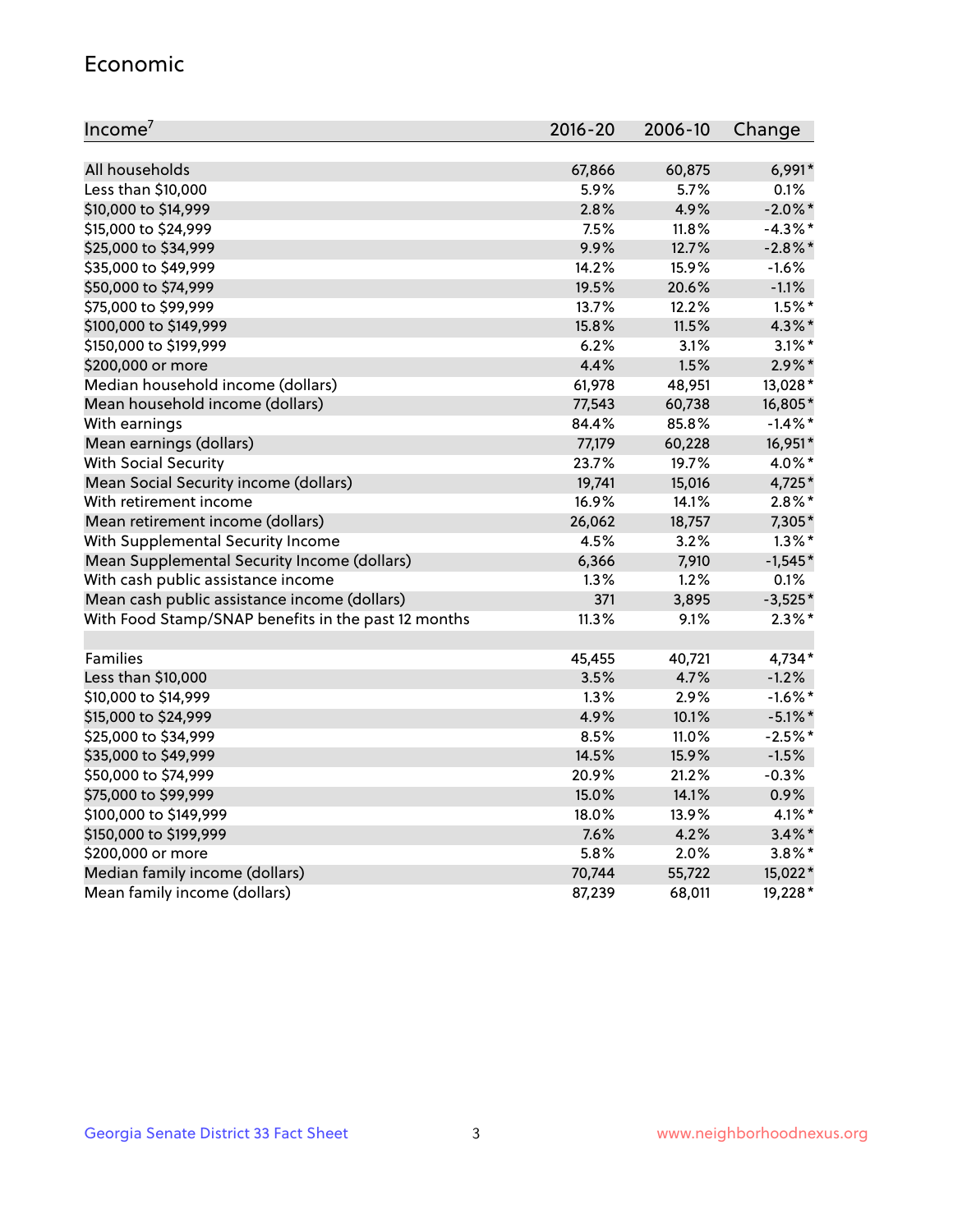## Economic

| Income[7] | 2016-20 | 2006-10 | Change |
|---|---|---|---|
| All households | 67,866 | 60,875 | 6,991* |
| Less than $10,000 | 5.9% | 5.7% | 0.1% |
| $10,000 to $14,999 | 2.8% | 4.9% | -2.0%* |
| $15,000 to $24,999 | 7.5% | 11.8% | -4.3%* |
| $25,000 to $34,999 | 9.9% | 12.7% | -2.8%* |
| $35,000 to $49,999 | 14.2% | 15.9% | -1.6% |
| $50,000 to $74,999 | 19.5% | 20.6% | -1.1% |
| $75,000 to $99,999 | 13.7% | 12.2% | 1.5%* |
| $100,000 to $149,999 | 15.8% | 11.5% | 4.3%* |
| $150,000 to $199,999 | 6.2% | 3.1% | 3.1%* |
| $200,000 or more | 4.4% | 1.5% | 2.9%* |
| Median household income (dollars) | 61,978 | 48,951 | 13,028* |
| Mean household income (dollars) | 77,543 | 60,738 | 16,805* |
| With earnings | 84.4% | 85.8% | -1.4%* |
| Mean earnings (dollars) | 77,179 | 60,228 | 16,951* |
| With Social Security | 23.7% | 19.7% | 4.0%* |
| Mean Social Security income (dollars) | 19,741 | 15,016 | 4,725* |
| With retirement income | 16.9% | 14.1% | 2.8%* |
| Mean retirement income (dollars) | 26,062 | 18,757 | 7,305* |
| With Supplemental Security Income | 4.5% | 3.2% | 1.3%* |
| Mean Supplemental Security Income (dollars) | 6,366 | 7,910 | -1,545* |
| With cash public assistance income | 1.3% | 1.2% | 0.1% |
| Mean cash public assistance income (dollars) | 371 | 3,895 | -3,525* |
| With Food Stamp/SNAP benefits in the past 12 months | 11.3% | 9.1% | 2.3%* |
| | | | |
| Families | 45,455 | 40,721 | 4,734* |
| Less than $10,000 | 3.5% | 4.7% | -1.2% |
| $10,000 to $14,999 | 1.3% | 2.9% | -1.6%* |
| $15,000 to $24,999 | 4.9% | 10.1% | -5.1%* |
| $25,000 to $34,999 | 8.5% | 11.0% | -2.5%* |
| $35,000 to $49,999 | 14.5% | 15.9% | -1.5% |
| $50,000 to $74,999 | 20.9% | 21.2% | -0.3% |
| $75,000 to $99,999 | 15.0% | 14.1% | 0.9% |
| $100,000 to $149,999 | 18.0% | 13.9% | 4.1%* |
| $150,000 to $199,999 | 7.6% | 4.2% | 3.4%* |
| $200,000 or more | 5.8% | 2.0% | 3.8%* |
| Median family income (dollars) | 70,744 | 55,722 | 15,022* |
| Mean family income (dollars) | 87,239 | 68,011 | 19,228* |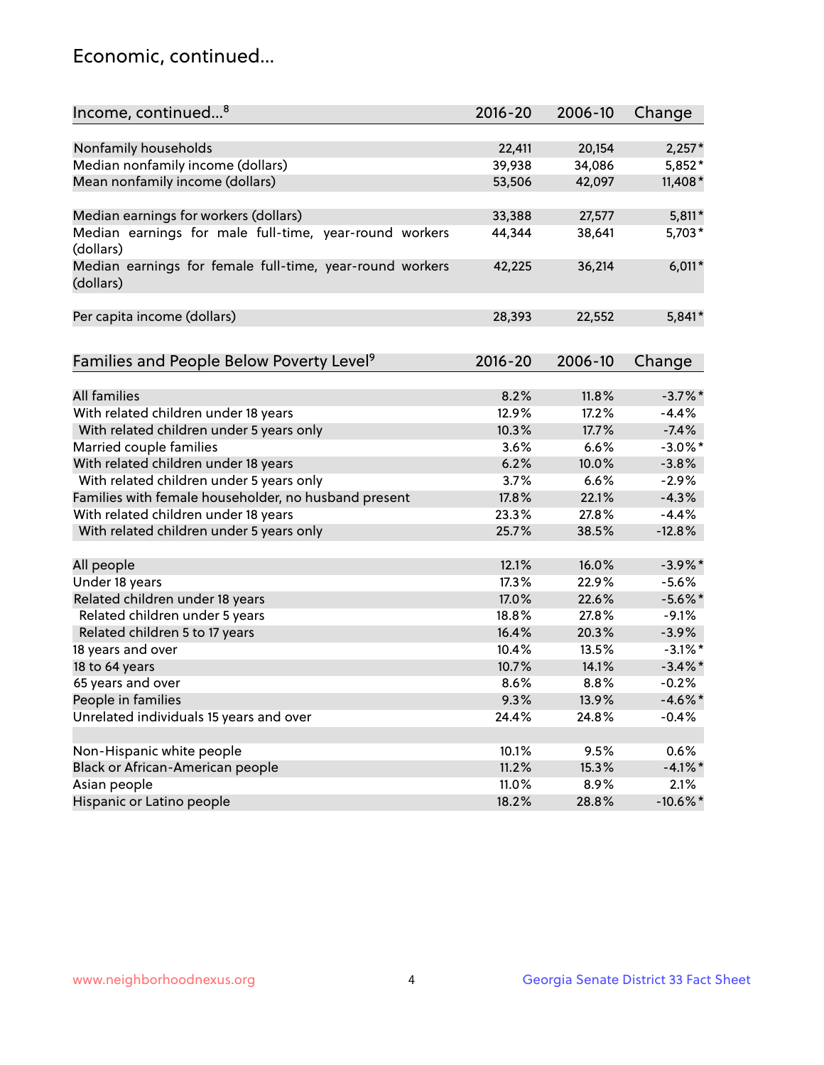## Economic, continued...

| Income, continued...[8] | 2016-20 | 2006-10 | Change |
|---|---|---|---|
| Nonfamily households | 22,411 | 20,154 | 2,257* |
| Median nonfamily income (dollars) | 39,938 | 34,086 | 5,852* |
| Mean nonfamily income (dollars) | 53,506 | 42,097 | 11,408* |
| Median earnings for workers (dollars) | 33,388 | 27,577 | 5,811* |
| Median earnings for male full-time, year-round workers (dollars) | 44,344 | 38,641 | 5,703* |
| Median earnings for female full-time, year-round workers (dollars) | 42,225 | 36,214 | 6,011* |
| Per capita income (dollars) | 28,393 | 22,552 | 5,841* |

| Families and People Below Poverty Level[9] | 2016-20 | 2006-10 | Change |
|---|---|---|---|
| All families | 8.2% | 11.8% | -3.7%* |
| With related children under 18 years | 12.9% | 17.2% | -4.4% |
| With related children under 5 years only | 10.3% | 17.7% | -7.4% |
| Married couple families | 3.6% | 6.6% | -3.0%* |
| With related children under 18 years | 6.2% | 10.0% | -3.8% |
| With related children under 5 years only | 3.7% | 6.6% | -2.9% |
| Families with female householder, no husband present | 17.8% | 22.1% | -4.3% |
| With related children under 18 years | 23.3% | 27.8% | -4.4% |
| With related children under 5 years only | 25.7% | 38.5% | -12.8% |
| All people | 12.1% | 16.0% | -3.9%* |
| Under 18 years | 17.3% | 22.9% | -5.6% |
| Related children under 18 years | 17.0% | 22.6% | -5.6%* |
| Related children under 5 years | 18.8% | 27.8% | -9.1% |
| Related children 5 to 17 years | 16.4% | 20.3% | -3.9% |
| 18 years and over | 10.4% | 13.5% | -3.1%* |
| 18 to 64 years | 10.7% | 14.1% | -3.4%* |
| 65 years and over | 8.6% | 8.8% | -0.2% |
| People in families | 9.3% | 13.9% | -4.6%* |
| Unrelated individuals 15 years and over | 24.4% | 24.8% | -0.4% |
| Non-Hispanic white people | 10.1% | 9.5% | 0.6% |
| Black or African-American people | 11.2% | 15.3% | -4.1%* |
| Asian people | 11.0% | 8.9% | 2.1% |
| Hispanic or Latino people | 18.2% | 28.8% | -10.6%* |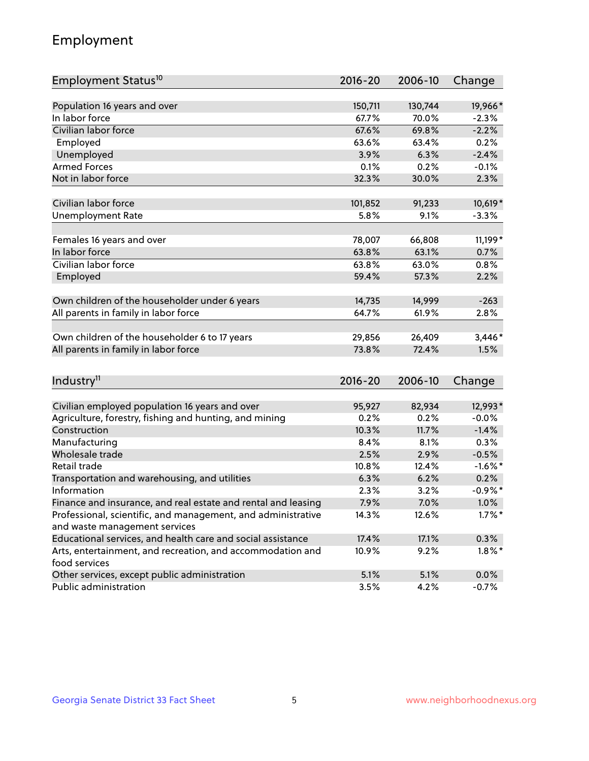## Employment

| Employment Status[10] | 2016-20 | 2006-10 | Change |
|---|---|---|---|
| Population 16 years and over | 150,711 | 130,744 | 19,966* |
| In labor force | 67.7% | 70.0% | -2.3% |
| Civilian labor force | 67.6% | 69.8% | -2.2% |
| Employed | 63.6% | 63.4% | 0.2% |
| Unemployed | 3.9% | 6.3% | -2.4% |
| Armed Forces | 0.1% | 0.2% | -0.1% |
| Not in labor force | 32.3% | 30.0% | 2.3% |
| | | | |
| Civilian labor force | 101,852 | 91,233 | 10,619* |
| Unemployment Rate | 5.8% | 9.1% | -3.3% |
| | | | |
| Females 16 years and over | 78,007 | 66,808 | 11,199* |
| In labor force | 63.8% | 63.1% | 0.7% |
| Civilian labor force | 63.8% | 63.0% | 0.8% |
| Employed | 59.4% | 57.3% | 2.2% |
| | | | |
| Own children of the householder under 6 years | 14,735 | 14,999 | -263 |
| All parents in family in labor force | 64.7% | 61.9% | 2.8% |
| | | | |
| Own children of the householder 6 to 17 years | 29,856 | 26,409 | 3,446* |
| All parents in family in labor force | 73.8% | 72.4% | 1.5% |

| Industry[11] | 2016-20 | 2006-10 | Change |
|---|---|---|---|
| Civilian employed population 16 years and over | 95,927 | 82,934 | 12,993* |
| Agriculture, forestry, fishing and hunting, and mining | 0.2% | 0.2% | -0.0% |
| Construction | 10.3% | 11.7% | -1.4% |
| Manufacturing | 8.4% | 8.1% | 0.3% |
| Wholesale trade | 2.5% | 2.9% | -0.5% |
| Retail trade | 10.8% | 12.4% | -1.6%* |
| Transportation and warehousing, and utilities | 6.3% | 6.2% | 0.2% |
| Information | 2.3% | 3.2% | -0.9%* |
| Finance and insurance, and real estate and rental and leasing | 7.9% | 7.0% | 1.0% |
| Professional, scientific, and management, and administrative and waste management services | 14.3% | 12.6% | 1.7%* |
| Educational services, and health care and social assistance | 17.4% | 17.1% | 0.3% |
| Arts, entertainment, and recreation, and accommodation and food services | 10.9% | 9.2% | 1.8%* |
| Other services, except public administration | 5.1% | 5.1% | 0.0% |
| Public administration | 3.5% | 4.2% | -0.7% |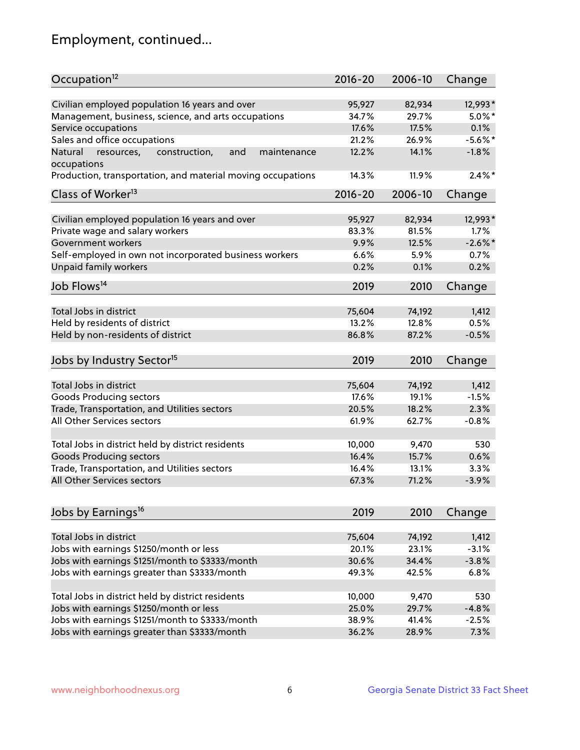## Employment, continued...

| Occupation[12] | 2016-20 | 2006-10 | Change |
|---|---|---|---|
| Civilian employed population 16 years and over | 95,927 | 82,934 | 12,993* |
| Management, business, science, and arts occupations | 34.7% | 29.7% | 5.0%* |
| Service occupations | 17.6% | 17.5% | 0.1% |
| Sales and office occupations | 21.2% | 26.9% | -5.6%* |
| Natural resources, construction, and maintenance occupations | 12.2% | 14.1% | -1.8% |
| Production, transportation, and material moving occupations | 14.3% | 11.9% | 2.4%* |

| Class of Worker[13] | 2016-20 | 2006-10 | Change |
|---|---|---|---|
| Civilian employed population 16 years and over | 95,927 | 82,934 | 12,993* |
| Private wage and salary workers | 83.3% | 81.5% | 1.7% |
| Government workers | 9.9% | 12.5% | -2.6%* |
| Self-employed in own not incorporated business workers | 6.6% | 5.9% | 0.7% |
| Unpaid family workers | 0.2% | 0.1% | 0.2% |

| Job Flows[14] | 2019 | 2010 | Change |
|---|---|---|---|
| Total Jobs in district | 75,604 | 74,192 | 1,412 |
| Held by residents of district | 13.2% | 12.8% | 0.5% |
| Held by non-residents of district | 86.8% | 87.2% | -0.5% |

| Jobs by Industry Sector[15] | 2019 | 2010 | Change |
|---|---|---|---|
| Total Jobs in district | 75,604 | 74,192 | 1,412 |
| Goods Producing sectors | 17.6% | 19.1% | -1.5% |
| Trade, Transportation, and Utilities sectors | 20.5% | 18.2% | 2.3% |
| All Other Services sectors | 61.9% | 62.7% | -0.8% |
| | | | |
| Total Jobs in district held by district residents | 10,000 | 9,470 | 530 |
| Goods Producing sectors | 16.4% | 15.7% | 0.6% |
| Trade, Transportation, and Utilities sectors | 16.4% | 13.1% | 3.3% |
| All Other Services sectors | 67.3% | 71.2% | -3.9% |

| Jobs by Earnings[16] | 2019 | 2010 | Change |
|---|---|---|---|
| Total Jobs in district | 75,604 | 74,192 | 1,412 |
| Jobs with earnings $1250/month or less | 20.1% | 23.1% | -3.1% |
| Jobs with earnings $1251/month to $3333/month | 30.6% | 34.4% | -3.8% |
| Jobs with earnings greater than $3333/month | 49.3% | 42.5% | 6.8% |
| | | | |
| Total Jobs in district held by district residents | 10,000 | 9,470 | 530 |
| Jobs with earnings $1250/month or less | 25.0% | 29.7% | -4.8% |
| Jobs with earnings $1251/month to $3333/month | 38.9% | 41.4% | -2.5% |
| Jobs with earnings greater than $3333/month | 36.2% | 28.9% | 7.3% |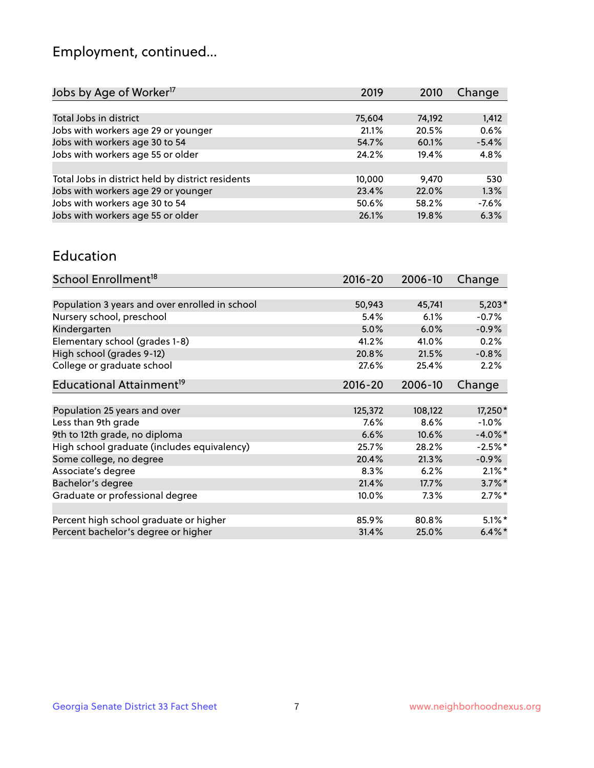## Employment, continued...

| Jobs by Age of Worker[17] | 2019 | 2010 | Change |
|---|---|---|---|
| Total Jobs in district | 75,604 | 74,192 | 1,412 |
| Jobs with workers age 29 or younger | 21.1% | 20.5% | 0.6% |
| Jobs with workers age 30 to 54 | 54.7% | 60.1% | -5.4% |
| Jobs with workers age 55 or older | 24.2% | 19.4% | 4.8% |
| | | | |
| Total Jobs in district held by district residents | 10,000 | 9,470 | 530 |
| Jobs with workers age 29 or younger | 23.4% | 22.0% | 1.3% |
| Jobs with workers age 30 to 54 | 50.6% | 58.2% | -7.6% |
| Jobs with workers age 55 or older | 26.1% | 19.8% | 6.3% |

## Education

| School Enrollment[18] | 2016-20 | 2006-10 | Change |
|---|---|---|---|
| Population 3 years and over enrolled in school | 50,943 | 45,741 | 5,203* |
| Nursery school, preschool | 5.4% | 6.1% | -0.7% |
| Kindergarten | 5.0% | 6.0% | -0.9% |
| Elementary school (grades 1-8) | 41.2% | 41.0% | 0.2% |
| High school (grades 9-12) | 20.8% | 21.5% | -0.8% |
| College or graduate school | 27.6% | 25.4% | 2.2% |

| Educational Attainment[19] | 2016-20 | 2006-10 | Change |
|---|---|---|---|
| Population 25 years and over | 125,372 | 108,122 | 17,250* |
| Less than 9th grade | 7.6% | 8.6% | -1.0% |
| 9th to 12th grade, no diploma | 6.6% | 10.6% | -4.0%* |
| High school graduate (includes equivalency) | 25.7% | 28.2% | -2.5%* |
| Some college, no degree | 20.4% | 21.3% | -0.9% |
| Associate's degree | 8.3% | 6.2% | 2.1%* |
| Bachelor's degree | 21.4% | 17.7% | 3.7%* |
| Graduate or professional degree | 10.0% | 7.3% | 2.7%* |
| | | | |
| Percent high school graduate or higher | 85.9% | 80.8% | 5.1%* |
| Percent bachelor's degree or higher | 31.4% | 25.0% | 6.4%* |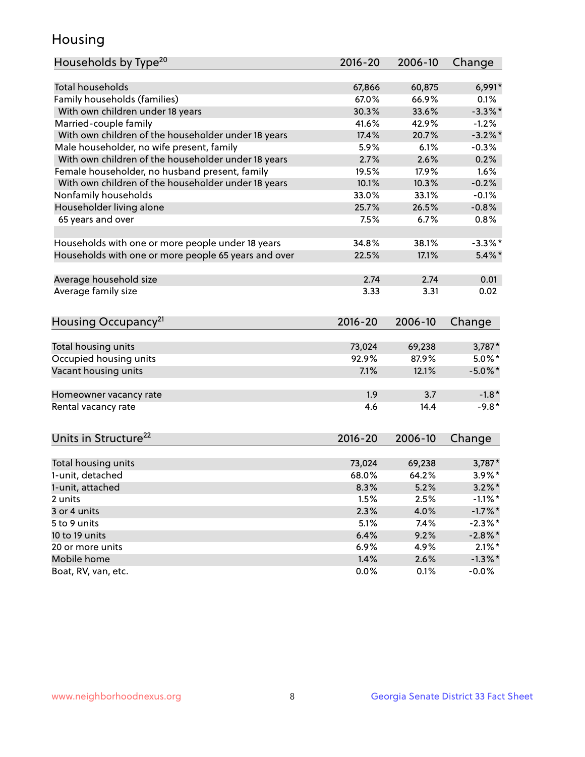# Housing

| Households by Type[20] | 2016-20 | 2006-10 | Change |
|---|---|---|---|
| Total households | 67,866 | 60,875 | 6,991* |
| Family households (families) | 67.0% | 66.9% | 0.1% |
| With own children under 18 years | 30.3% | 33.6% | -3.3%* |
| Married-couple family | 41.6% | 42.9% | -1.2% |
| With own children of the householder under 18 years | 17.4% | 20.7% | -3.2%* |
| Male householder, no wife present, family | 5.9% | 6.1% | -0.3% |
| With own children of the householder under 18 years | 2.7% | 2.6% | 0.2% |
| Female householder, no husband present, family | 19.5% | 17.9% | 1.6% |
| With own children of the householder under 18 years | 10.1% | 10.3% | -0.2% |
| Nonfamily households | 33.0% | 33.1% | -0.1% |
| Householder living alone | 25.7% | 26.5% | -0.8% |
| 65 years and over | 7.5% | 6.7% | 0.8% |
| | | | |
| Households with one or more people under 18 years | 34.8% | 38.1% | -3.3%* |
| Households with one or more people 65 years and over | 22.5% | 17.1% | 5.4%* |
| | | | |
| Average household size | 2.74 | 2.74 | 0.01 |
| Average family size | 3.33 | 3.31 | 0.02 |

| Housing Occupancy[21] | 2016-20 | 2006-10 | Change |
|---|---|---|---|
| Total housing units | 73,024 | 69,238 | 3,787* |
| Occupied housing units | 92.9% | 87.9% | 5.0%* |
| Vacant housing units | 7.1% | 12.1% | -5.0%* |
| | | | |
| Homeowner vacancy rate | 1.9 | 3.7 | -1.8* |
| Rental vacancy rate | 4.6 | 14.4 | -9.8* |

| Units in Structure[22] | 2016-20 | 2006-10 | Change |
|---|---|---|---|
| Total housing units | 73,024 | 69,238 | 3,787* |
| 1-unit, detached | 68.0% | 64.2% | 3.9%* |
| 1-unit, attached | 8.3% | 5.2% | 3.2%* |
| 2 units | 1.5% | 2.5% | -1.1%* |
| 3 or 4 units | 2.3% | 4.0% | -1.7%* |
| 5 to 9 units | 5.1% | 7.4% | -2.3%* |
| 10 to 19 units | 6.4% | 9.2% | -2.8%* |
| 20 or more units | 6.9% | 4.9% | 2.1%* |
| Mobile home | 1.4% | 2.6% | -1.3%* |
| Boat, RV, van, etc. | 0.0% | 0.1% | -0.0% |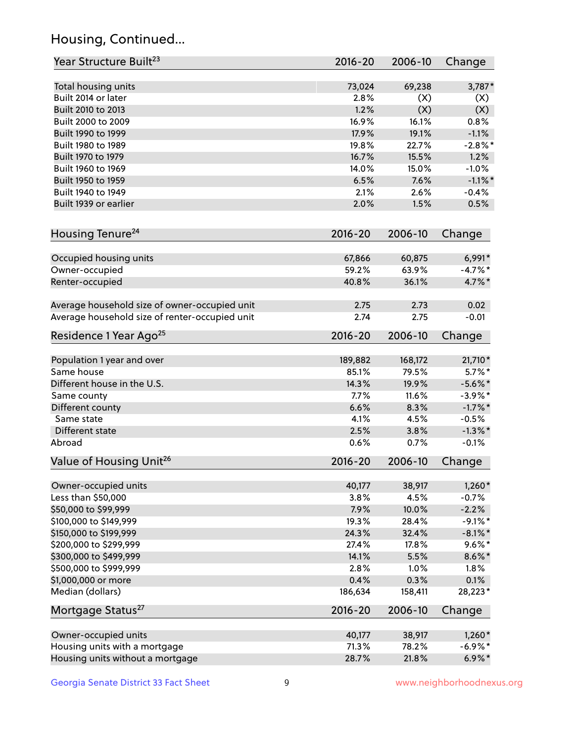## Housing, Continued...

| Year Structure Built[23] | 2016-20 | 2006-10 | Change |
|---|---|---|---|
| Total housing units | 73,024 | 69,238 | 3,787* |
| Built 2014 or later | 2.8% | (X) | (X) |
| Built 2010 to 2013 | 1.2% | (X) | (X) |
| Built 2000 to 2009 | 16.9% | 16.1% | 0.8% |
| Built 1990 to 1999 | 17.9% | 19.1% | -1.1% |
| Built 1980 to 1989 | 19.8% | 22.7% | -2.8%* |
| Built 1970 to 1979 | 16.7% | 15.5% | 1.2% |
| Built 1960 to 1969 | 14.0% | 15.0% | -1.0% |
| Built 1950 to 1959 | 6.5% | 7.6% | -1.1%* |
| Built 1940 to 1949 | 2.1% | 2.6% | -0.4% |
| Built 1939 or earlier | 2.0% | 1.5% | 0.5% |

| Housing Tenure[24] | 2016-20 | 2006-10 | Change |
|---|---|---|---|
| Occupied housing units | 67,866 | 60,875 | 6,991* |
| Owner-occupied | 59.2% | 63.9% | -4.7%* |
| Renter-occupied | 40.8% | 36.1% | 4.7%* |
| Average household size of owner-occupied unit | 2.75 | 2.73 | 0.02 |
| Average household size of renter-occupied unit | 2.74 | 2.75 | -0.01 |

| Residence 1 Year Ago[25] | 2016-20 | 2006-10 | Change |
|---|---|---|---|
| Population 1 year and over | 189,882 | 168,172 | 21,710* |
| Same house | 85.1% | 79.5% | 5.7%* |
| Different house in the U.S. | 14.3% | 19.9% | -5.6%* |
| Same county | 7.7% | 11.6% | -3.9%* |
| Different county | 6.6% | 8.3% | -1.7%* |
| Same state | 4.1% | 4.5% | -0.5% |
| Different state | 2.5% | 3.8% | -1.3%* |
| Abroad | 0.6% | 0.7% | -0.1% |

| Value of Housing Unit[26] | 2016-20 | 2006-10 | Change |
|---|---|---|---|
| Owner-occupied units | 40,177 | 38,917 | 1,260* |
| Less than $50,000 | 3.8% | 4.5% | -0.7% |
| $50,000 to $99,999 | 7.9% | 10.0% | -2.2% |
| $100,000 to $149,999 | 19.3% | 28.4% | -9.1%* |
| $150,000 to $199,999 | 24.3% | 32.4% | -8.1%* |
| $200,000 to $299,999 | 27.4% | 17.8% | 9.6%* |
| $300,000 to $499,999 | 14.1% | 5.5% | 8.6%* |
| $500,000 to $999,999 | 2.8% | 1.0% | 1.8% |
| $1,000,000 or more | 0.4% | 0.3% | 0.1% |
| Median (dollars) | 186,634 | 158,411 | 28,223* |

| Mortgage Status[27] | 2016-20 | 2006-10 | Change |
|---|---|---|---|
| Owner-occupied units | 40,177 | 38,917 | 1,260* |
| Housing units with a mortgage | 71.3% | 78.2% | -6.9%* |
| Housing units without a mortgage | 28.7% | 21.8% | 6.9%* |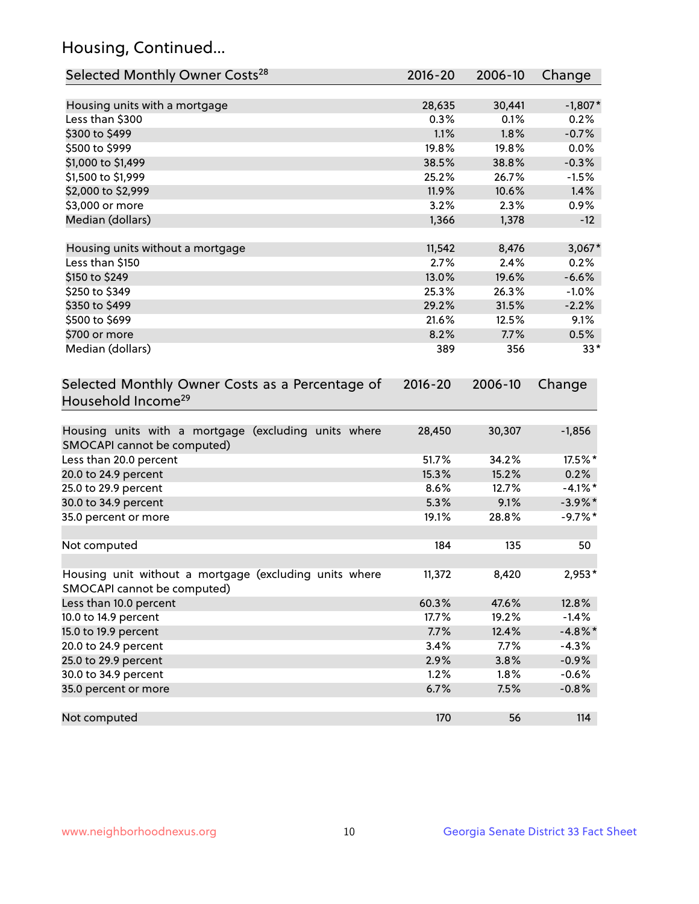## Housing, Continued...

| Selected Monthly Owner Costs[28] | 2016-20 | 2006-10 | Change |
|---|---|---|---|
| Housing units with a mortgage | 28,635 | 30,441 | -1,807* |
| Less than $300 | 0.3% | 0.1% | 0.2% |
| $300 to $499 | 1.1% | 1.8% | -0.7% |
| $500 to $999 | 19.8% | 19.8% | 0.0% |
| $1,000 to $1,499 | 38.5% | 38.8% | -0.3% |
| $1,500 to $1,999 | 25.2% | 26.7% | -1.5% |
| $2,000 to $2,999 | 11.9% | 10.6% | 1.4% |
| $3,000 or more | 3.2% | 2.3% | 0.9% |
| Median (dollars) | 1,366 | 1,378 | -12 |
| Housing units without a mortgage | 11,542 | 8,476 | 3,067* |
| Less than $150 | 2.7% | 2.4% | 0.2% |
| $150 to $249 | 13.0% | 19.6% | -6.6% |
| $250 to $349 | 25.3% | 26.3% | -1.0% |
| $350 to $499 | 29.2% | 31.5% | -2.2% |
| $500 to $699 | 21.6% | 12.5% | 9.1% |
| $700 or more | 8.2% | 7.7% | 0.5% |
| Median (dollars) | 389 | 356 | 33* |

| Selected Monthly Owner Costs as a Percentage of Household Income[29] | 2016-20 | 2006-10 | Change |
|---|---|---|---|
| Housing units with a mortgage (excluding units where SMOCAPI cannot be computed) | 28,450 | 30,307 | -1,856 |
| Less than 20.0 percent | 51.7% | 34.2% | 17.5%* |
| 20.0 to 24.9 percent | 15.3% | 15.2% | 0.2% |
| 25.0 to 29.9 percent | 8.6% | 12.7% | -4.1%* |
| 30.0 to 34.9 percent | 5.3% | 9.1% | -3.9%* |
| 35.0 percent or more | 19.1% | 28.8% | -9.7%* |
| Not computed | 184 | 135 | 50 |
| Housing unit without a mortgage (excluding units where SMOCAPI cannot be computed) | 11,372 | 8,420 | 2,953* |
| Less than 10.0 percent | 60.3% | 47.6% | 12.8% |
| 10.0 to 14.9 percent | 17.7% | 19.2% | -1.4% |
| 15.0 to 19.9 percent | 7.7% | 12.4% | -4.8%* |
| 20.0 to 24.9 percent | 3.4% | 7.7% | -4.3% |
| 25.0 to 29.9 percent | 2.9% | 3.8% | -0.9% |
| 30.0 to 34.9 percent | 1.2% | 1.8% | -0.6% |
| 35.0 percent or more | 6.7% | 7.5% | -0.8% |
| Not computed | 170 | 56 | 114 |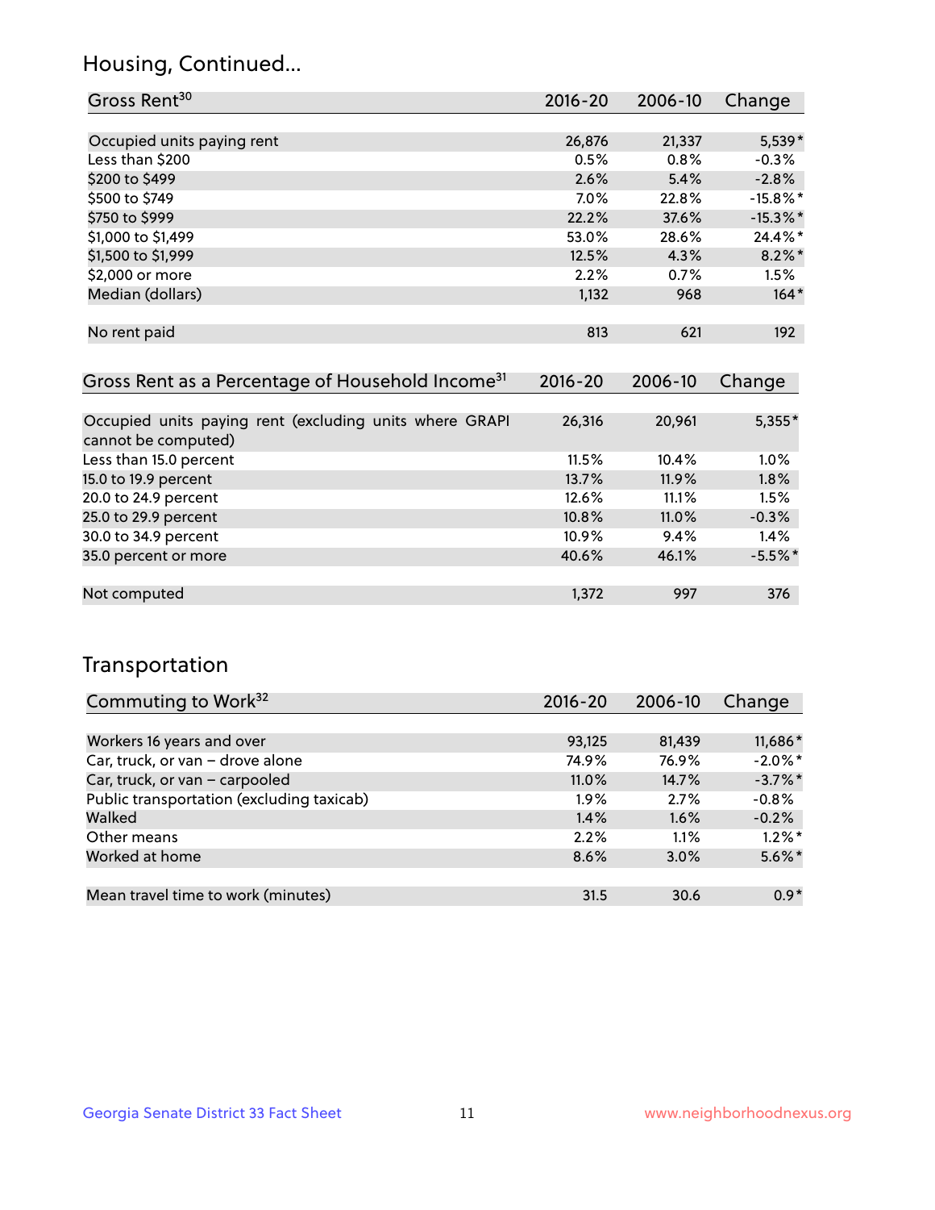## Housing, Continued...

| Gross Rent[30] | 2016-20 | 2006-10 | Change |
|---|---|---|---|
| Occupied units paying rent | 26,876 | 21,337 | 5,539* |
| Less than $200 | 0.5% | 0.8% | -0.3% |
| $200 to $499 | 2.6% | 5.4% | -2.8% |
| $500 to $749 | 7.0% | 22.8% | -15.8%* |
| $750 to $999 | 22.2% | 37.6% | -15.3%* |
| $1,000 to $1,499 | 53.0% | 28.6% | 24.4%* |
| $1,500 to $1,999 | 12.5% | 4.3% | 8.2%* |
| $2,000 or more | 2.2% | 0.7% | 1.5% |
| Median (dollars) | 1,132 | 968 | 164* |
| No rent paid | 813 | 621 | 192 |

| Gross Rent as a Percentage of Household Income[31] | 2016-20 | 2006-10 | Change |
|---|---|---|---|
| Occupied units paying rent (excluding units where GRAPI cannot be computed) | 26,316 | 20,961 | 5,355* |
| Less than 15.0 percent | 11.5% | 10.4% | 1.0% |
| 15.0 to 19.9 percent | 13.7% | 11.9% | 1.8% |
| 20.0 to 24.9 percent | 12.6% | 11.1% | 1.5% |
| 25.0 to 29.9 percent | 10.8% | 11.0% | -0.3% |
| 30.0 to 34.9 percent | 10.9% | 9.4% | 1.4% |
| 35.0 percent or more | 40.6% | 46.1% | -5.5%* |
| Not computed | 1,372 | 997 | 376 |

## Transportation

| Commuting to Work[32] | 2016-20 | 2006-10 | Change |
|---|---|---|---|
| Workers 16 years and over | 93,125 | 81,439 | 11,686* |
| Car, truck, or van – drove alone | 74.9% | 76.9% | -2.0%* |
| Car, truck, or van – carpooled | 11.0% | 14.7% | -3.7%* |
| Public transportation (excluding taxicab) | 1.9% | 2.7% | -0.8% |
| Walked | 1.4% | 1.6% | -0.2% |
| Other means | 2.2% | 1.1% | 1.2%* |
| Worked at home | 8.6% | 3.0% | 5.6%* |
| Mean travel time to work (minutes) | 31.5 | 30.6 | 0.9* |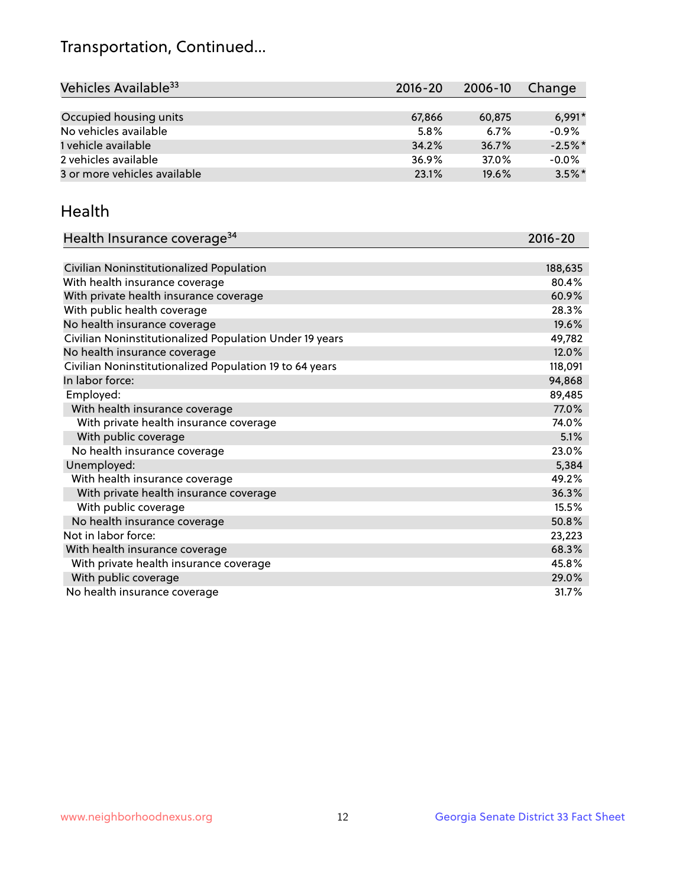## Transportation, Continued...

| Vehicles Available[33] | 2016-20 | 2006-10 | Change |
|---|---|---|---|
| Occupied housing units | 67,866 | 60,875 | 6,991* |
| No vehicles available | 5.8% | 6.7% | -0.9% |
| 1 vehicle available | 34.2% | 36.7% | -2.5%* |
| 2 vehicles available | 36.9% | 37.0% | -0.0% |
| 3 or more vehicles available | 23.1% | 19.6% | 3.5%* |

## Health

| Health Insurance coverage[34] | 2016-20 |
|---|---|
| Civilian Noninstitutionalized Population | 188,635 |
| With health insurance coverage | 80.4% |
| With private health insurance coverage | 60.9% |
| With public health coverage | 28.3% |
| No health insurance coverage | 19.6% |
| Civilian Noninstitutionalized Population Under 19 years | 49,782 |
| No health insurance coverage | 12.0% |
| Civilian Noninstitutionalized Population 19 to 64 years | 118,091 |
| In labor force: | 94,868 |
| Employed: | 89,485 |
| With health insurance coverage | 77.0% |
| With private health insurance coverage | 74.0% |
| With public coverage | 5.1% |
| No health insurance coverage | 23.0% |
| Unemployed: | 5,384 |
| With health insurance coverage | 49.2% |
| With private health insurance coverage | 36.3% |
| With public coverage | 15.5% |
| No health insurance coverage | 50.8% |
| Not in labor force: | 23,223 |
| With health insurance coverage | 68.3% |
| With private health insurance coverage | 45.8% |
| With public coverage | 29.0% |
| No health insurance coverage | 31.7% |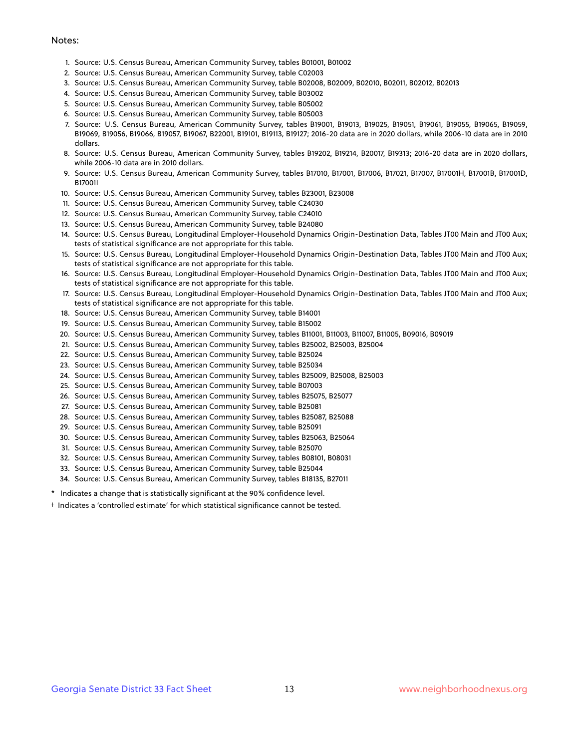Notes:

1. Source: U.S. Census Bureau, American Community Survey, tables B01001, B01002
2. Source: U.S. Census Bureau, American Community Survey, table C02003
3. Source: U.S. Census Bureau, American Community Survey, table B02008, B02009, B02010, B02011, B02012, B02013
4. Source: U.S. Census Bureau, American Community Survey, table B03002
5. Source: U.S. Census Bureau, American Community Survey, table B05002
6. Source: U.S. Census Bureau, American Community Survey, table B05003
7. Source: U.S. Census Bureau, American Community Survey, tables B19001, B19013, B19025, B19051, B19061, B19055, B19065, B19059, B19069, B19056, B19066, B19057, B19067, B22001, B19101, B19113, B19127; 2016-20 data are in 2020 dollars, while 2006-10 data are in 2010 dollars.
8. Source: U.S. Census Bureau, American Community Survey, tables B19202, B19214, B20017, B19313; 2016-20 data are in 2020 dollars, while 2006-10 data are in 2010 dollars.
9. Source: U.S. Census Bureau, American Community Survey, tables B17010, B17001, B17006, B17021, B17007, B17001H, B17001B, B17001D, B17001I
10. Source: U.S. Census Bureau, American Community Survey, tables B23001, B23008
11. Source: U.S. Census Bureau, American Community Survey, table C24030
12. Source: U.S. Census Bureau, American Community Survey, table C24010
13. Source: U.S. Census Bureau, American Community Survey, table B24080
14. Source: U.S. Census Bureau, Longitudinal Employer-Household Dynamics Origin-Destination Data, Tables JT00 Main and JT00 Aux; tests of statistical significance are not appropriate for this table.
15. Source: U.S. Census Bureau, Longitudinal Employer-Household Dynamics Origin-Destination Data, Tables JT00 Main and JT00 Aux; tests of statistical significance are not appropriate for this table.
16. Source: U.S. Census Bureau, Longitudinal Employer-Household Dynamics Origin-Destination Data, Tables JT00 Main and JT00 Aux; tests of statistical significance are not appropriate for this table.
17. Source: U.S. Census Bureau, Longitudinal Employer-Household Dynamics Origin-Destination Data, Tables JT00 Main and JT00 Aux; tests of statistical significance are not appropriate for this table.
18. Source: U.S. Census Bureau, American Community Survey, table B14001
19. Source: U.S. Census Bureau, American Community Survey, table B15002
20. Source: U.S. Census Bureau, American Community Survey, tables B11001, B11003, B11007, B11005, B09016, B09019
21. Source: U.S. Census Bureau, American Community Survey, tables B25002, B25003, B25004
22. Source: U.S. Census Bureau, American Community Survey, table B25024
23. Source: U.S. Census Bureau, American Community Survey, table B25034
24. Source: U.S. Census Bureau, American Community Survey, tables B25009, B25008, B25003
25. Source: U.S. Census Bureau, American Community Survey, table B07003
26. Source: U.S. Census Bureau, American Community Survey, tables B25075, B25077
27. Source: U.S. Census Bureau, American Community Survey, table B25081
28. Source: U.S. Census Bureau, American Community Survey, tables B25087, B25088
29. Source: U.S. Census Bureau, American Community Survey, table B25091
30. Source: U.S. Census Bureau, American Community Survey, tables B25063, B25064
31. Source: U.S. Census Bureau, American Community Survey, table B25070
32. Source: U.S. Census Bureau, American Community Survey, tables B08101, B08031
33. Source: U.S. Census Bureau, American Community Survey, table B25044
34. Source: U.S. Census Bureau, American Community Survey, tables B18135, B27011

\* Indicates a change that is statistically significant at the 90% confidence level.

† Indicates a 'controlled estimate' for which statistical significance cannot be tested.